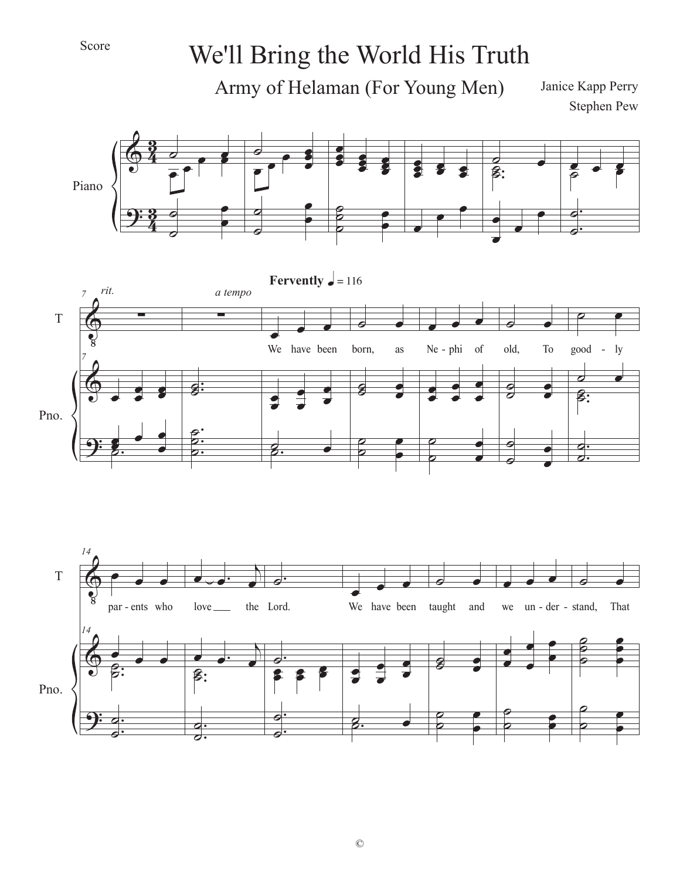Score

# We'll Bring the World His Truth

## Army of Helaman (For Young Men)

Janice Kapp Perry
Stephen Pew

Piano

*rit.* *a tempo*

**Fervently** ♩ = 116

We have been born, as Ne - phi of old, To good - ly par - ents who love ___ the Lord. We have been taught and we un - der - stand, That

©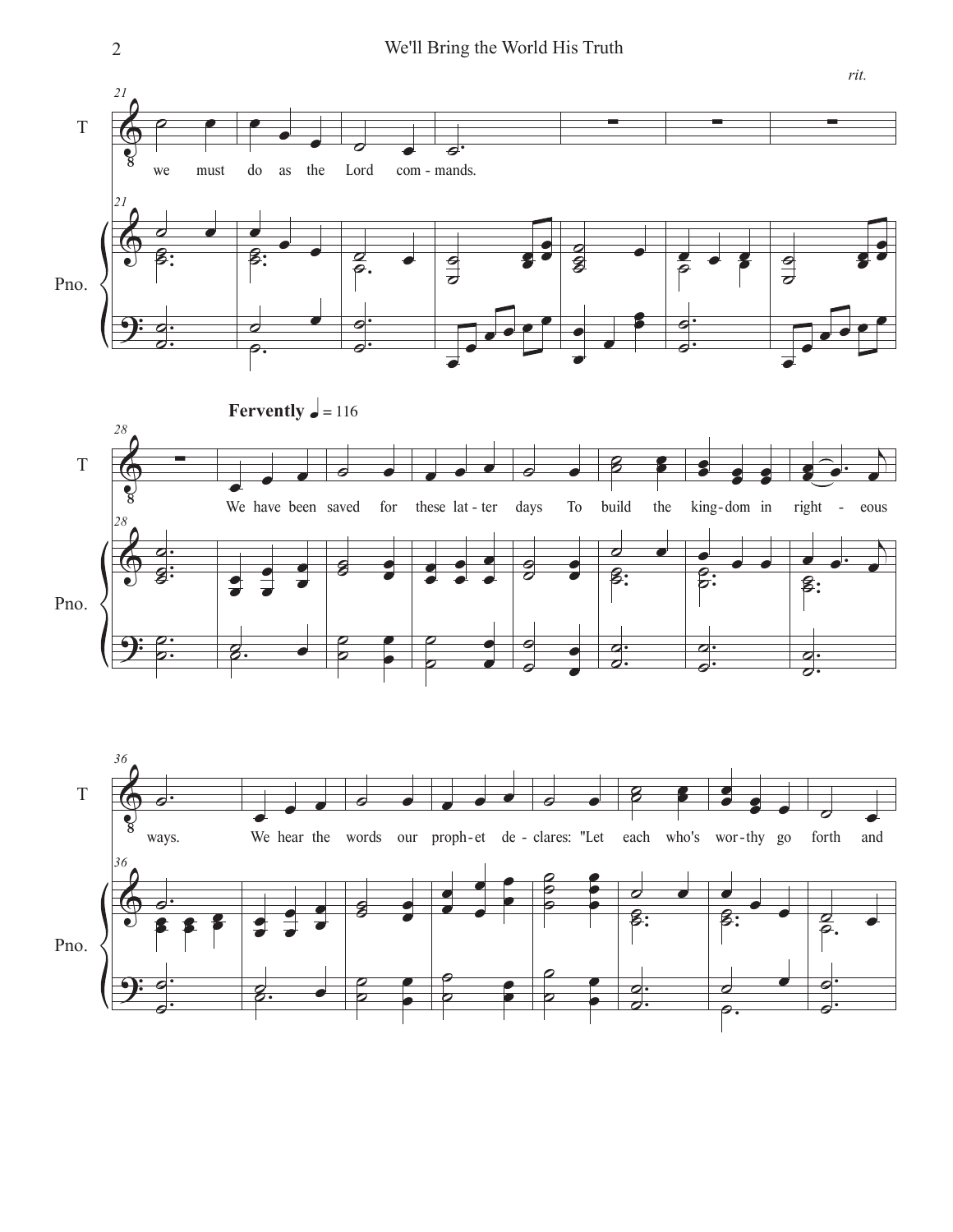*rit.*

**Fervently** ♩ = 116

we must do as the Lord com-mands.

We have been saved for these lat-ter days To build the king-dom in right-eous ways.

We hear the words our proph-et de-clares: "Let each who's wor-thy go forth and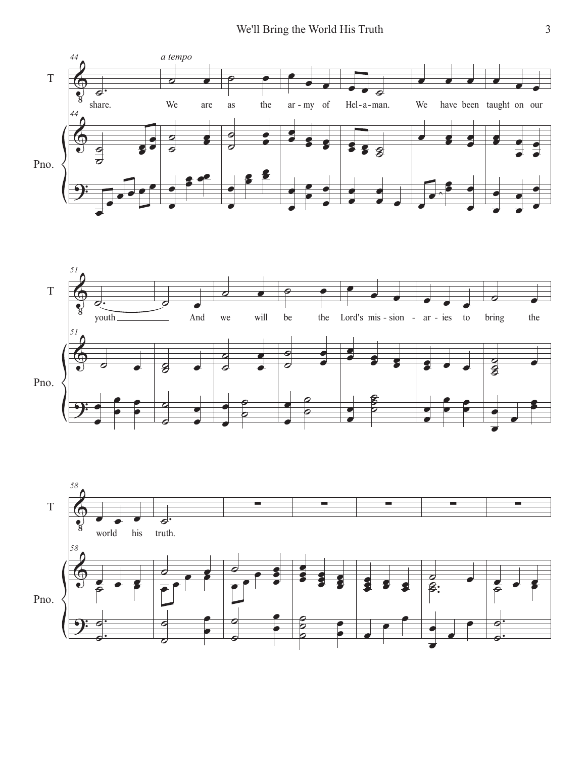*a tempo*

share. We are as the ar - my of Hel - a - man. We have been taught on our

youth \_\_\_\_\_\_ And we will be the Lord's mis - sion - ar - ies to bring the

world his truth.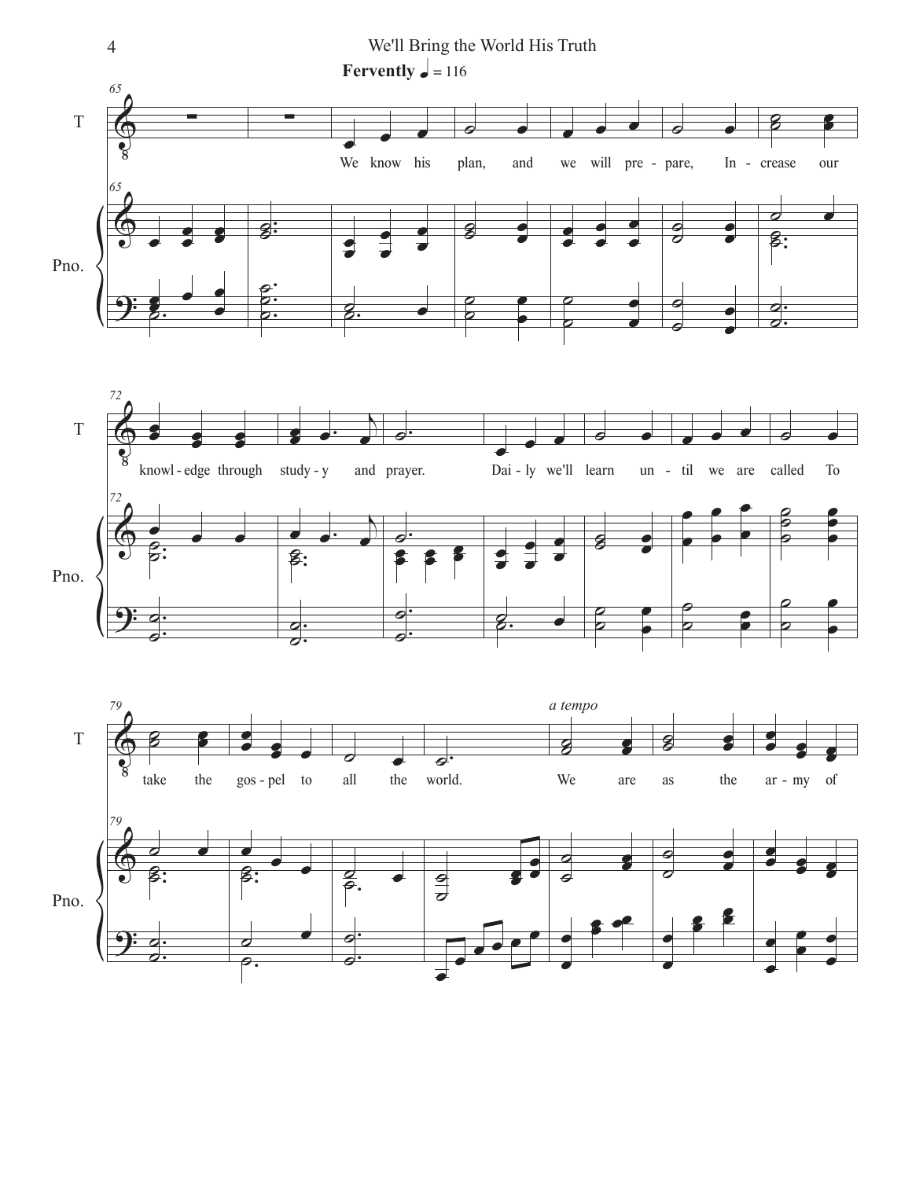We'll Bring the World His Truth

**Fervently** ♩ = 116

We know his plan, and we will pre - pare, In - crease our knowl - edge through study - y and prayer. Dai - ly we'll learn un - til we are called To take the gos - pel to all the world.

*a tempo*

We are as the ar - my of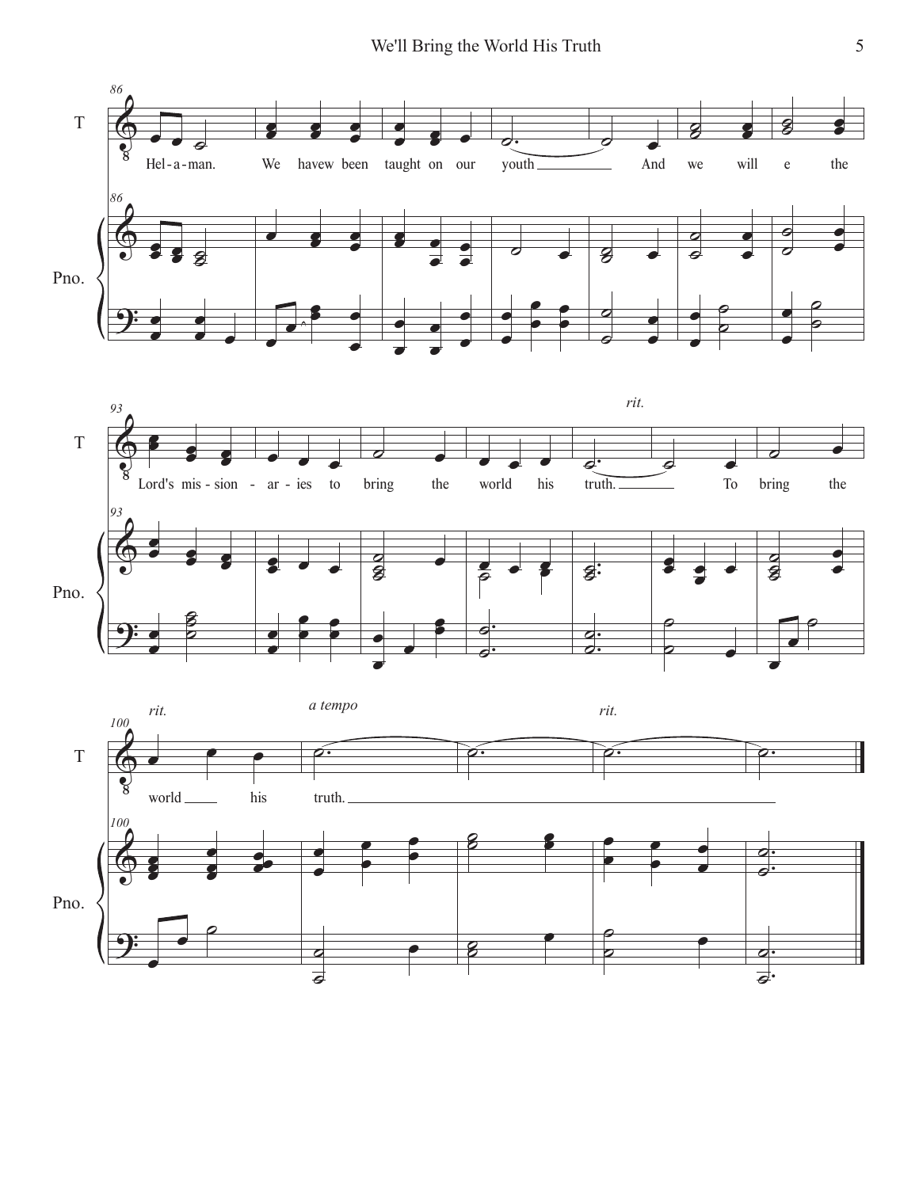T

Hel - a - man. We havew been taught on our youth ___ And we will e the

Pno.

T

*rit.*

Lord's mis - sion - ar - ies to bring the world his truth. ___ To bring the

Pno.

T

*rit.* *a tempo* *rit.*

world ___ his truth. ___

Pno.